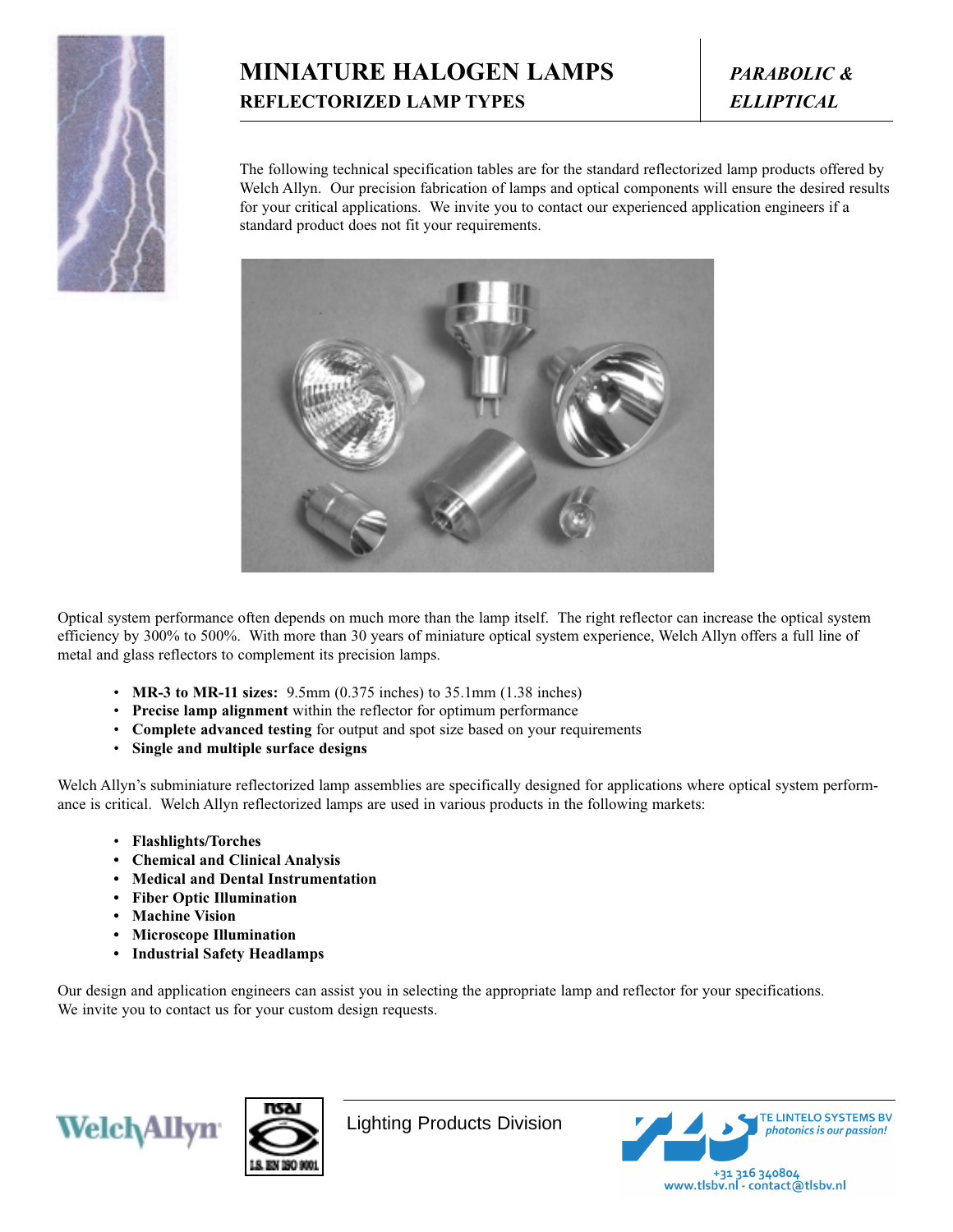# MINIATURE HALOGEN LAMPS

## REFLECTORIZED LAMP TYPES

*PARABOLIC & ELLIPTICAL*

The following technical specification tables are for the standard reflectorized lamp products offered by Welch Allyn. Our precision fabrication of lamps and optical components will ensure the desired results for your critical applications. We invite you to contact our experienced application engineers if a standard product does not fit your requirements.

Optical system performance often depends on much more than the lamp itself. The right reflector can increase the optical system efficiency by 300% to 500%. With more than 30 years of miniature optical system experience, Welch Allyn offers a full line of metal and glass reflectors to complement its precision lamps.

- **MR-3 to MR-11 sizes:** 9.5mm (0.375 inches) to 35.1mm (1.38 inches)
- **Precise lamp alignment** within the reflector for optimum performance
- **Complete advanced testing** for output and spot size based on your requirements
- **Single and multiple surface designs**

Welch Allyn's subminiature reflectorized lamp assemblies are specifically designed for applications where optical system performance is critical. Welch Allyn reflectorized lamps are used in various products in the following markets:

- **Flashlights/Torches**
- **Chemical and Clinical Analysis**
- **Medical and Dental Instrumentation**
- **Fiber Optic Illumination**
- **Machine Vision**
- **Microscope Illumination**
- **Industrial Safety Headlamps**

Our design and application engineers can assist you in selecting the appropriate lamp and reflector for your specifications. We invite you to contact us for your custom design requests.

WelchAllyn

NSAI I.S. EN ISO 9001

Lighting Products Division

TE LINTELO SYSTEMS BV
*photonics is our passion!*
+31 316 340804
www.tlsbv.nl - contact@tlsbv.nl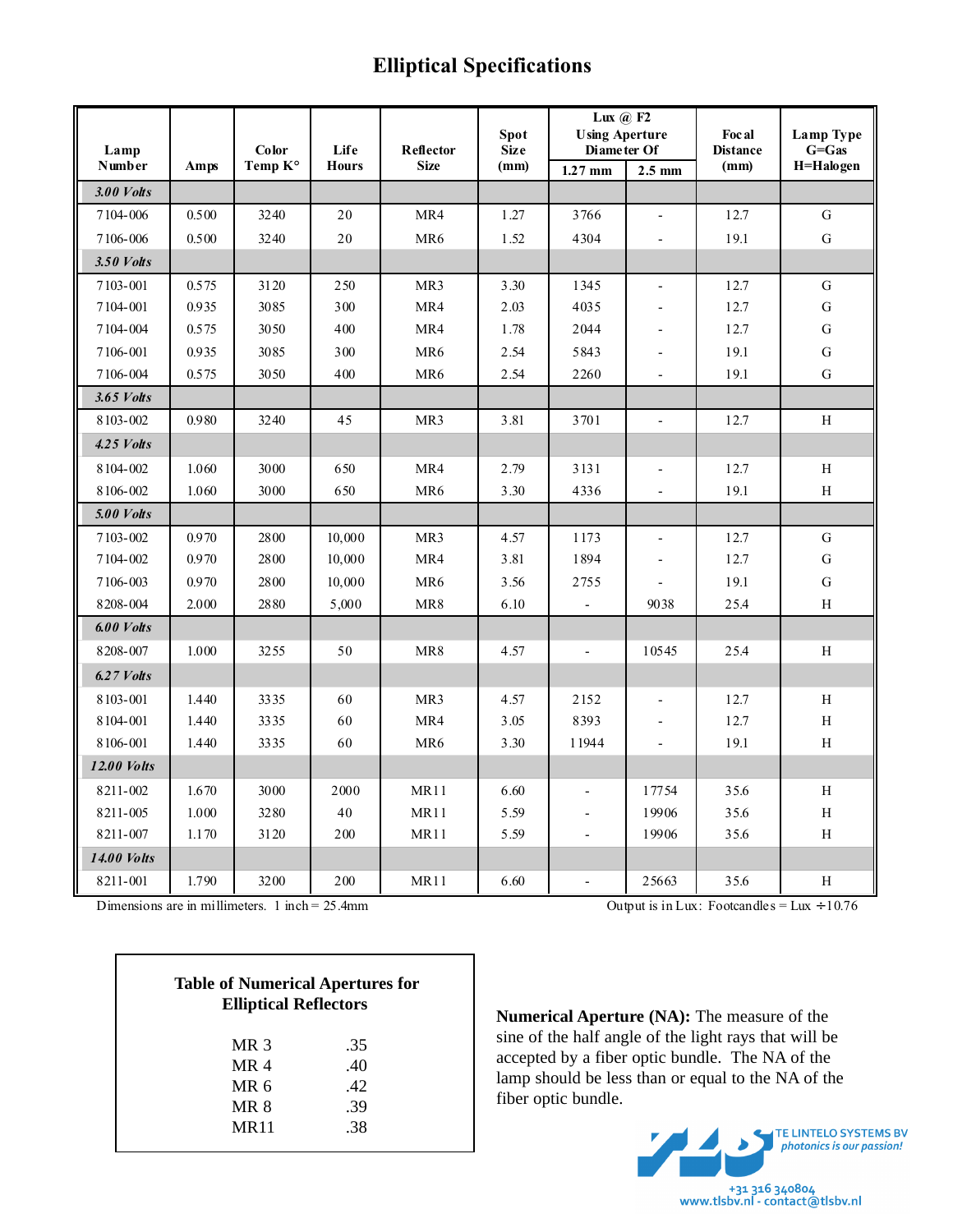# Elliptical Specifications

| Lamp Number | Amps | Color Temp K° | Life Hours | Reflector Size | Spot Size (mm) | Lux @ F2 Using Aperture Diameter Of 1.27 mm | Lux @ F2 Using Aperture Diameter Of 2.5 mm | Focal Distance (mm) | Lamp Type G=Gas H=Halogen |
|---|---|---|---|---|---|---|---|---|---|
| ***3.00 Volts*** | | | | | | | | | |
| 7104-006 | 0.500 | 3240 | 20 | MR4 | 1.27 | 3766 | - | 12.7 | G |
| 7106-006 | 0.500 | 3240 | 20 | MR6 | 1.52 | 4304 | - | 19.1 | G |
| ***3.50 Volts*** | | | | | | | | | |
| 7103-001 | 0.575 | 3120 | 250 | MR3 | 3.30 | 1345 | - | 12.7 | G |
| 7104-001 | 0.935 | 3085 | 300 | MR4 | 2.03 | 4035 | - | 12.7 | G |
| 7104-004 | 0.575 | 3050 | 400 | MR4 | 1.78 | 2044 | - | 12.7 | G |
| 7106-001 | 0.935 | 3085 | 300 | MR6 | 2.54 | 5843 | - | 19.1 | G |
| 7106-004 | 0.575 | 3050 | 400 | MR6 | 2.54 | 2260 | - | 19.1 | G |
| ***3.65 Volts*** | | | | | | | | | |
| 8103-002 | 0.980 | 3240 | 45 | MR3 | 3.81 | 3701 | - | 12.7 | H |
| ***4.25 Volts*** | | | | | | | | | |
| 8104-002 | 1.060 | 3000 | 650 | MR4 | 2.79 | 3131 | - | 12.7 | H |
| 8106-002 | 1.060 | 3000 | 650 | MR6 | 3.30 | 4336 | - | 19.1 | H |
| ***5.00 Volts*** | | | | | | | | | |
| 7103-002 | 0.970 | 2800 | 10,000 | MR3 | 4.57 | 1173 | - | 12.7 | G |
| 7104-002 | 0.970 | 2800 | 10,000 | MR4 | 3.81 | 1894 | - | 12.7 | G |
| 7106-003 | 0.970 | 2800 | 10,000 | MR6 | 3.56 | 2755 | - | 19.1 | G |
| 8208-004 | 2.000 | 2880 | 5,000 | MR8 | 6.10 | - | 9038 | 25.4 | H |
| ***6.00 Volts*** | | | | | | | | | |
| 8208-007 | 1.000 | 3255 | 50 | MR8 | 4.57 | - | 10545 | 25.4 | H |
| ***6.27 Volts*** | | | | | | | | | |
| 8103-001 | 1.440 | 3335 | 60 | MR3 | 4.57 | 2152 | - | 12.7 | H |
| 8104-001 | 1.440 | 3335 | 60 | MR4 | 3.05 | 8393 | - | 12.7 | H |
| 8106-001 | 1.440 | 3335 | 60 | MR6 | 3.30 | 11944 | - | 19.1 | H |
| ***12.00 Volts*** | | | | | | | | | |
| 8211-002 | 1.670 | 3000 | 2000 | MR11 | 6.60 | - | 17754 | 35.6 | H |
| 8211-005 | 1.000 | 3280 | 40 | MR11 | 5.59 | - | 19906 | 35.6 | H |
| 8211-007 | 1.170 | 3120 | 200 | MR11 | 5.59 | - | 19906 | 35.6 | H |
| ***14.00 Volts*** | | | | | | | | | |
| 8211-001 | 1.790 | 3200 | 200 | MR11 | 6.60 | - | 25663 | 35.6 | H |

Dimensions are in millimeters. 1 inch = 25.4mm

Output is in Lux: Footcandles = Lux ÷ 10.76

**Table of Numerical Apertures for Elliptical Reflectors**

| Reflector | NA |
|---|---|
| MR 3 | .35 |
| MR 4 | .40 |
| MR 6 | .42 |
| MR 8 | .39 |
| MR11 | .38 |

**Numerical Aperture (NA):** The measure of the sine of the half angle of the light rays that will be accepted by a fiber optic bundle. The NA of the lamp should be less than or equal to the NA of the fiber optic bundle.

TE LINTELO SYSTEMS BV
*photonics is our passion!*

+31 316 340804
www.tlsbv.nl - contact@tlsbv.nl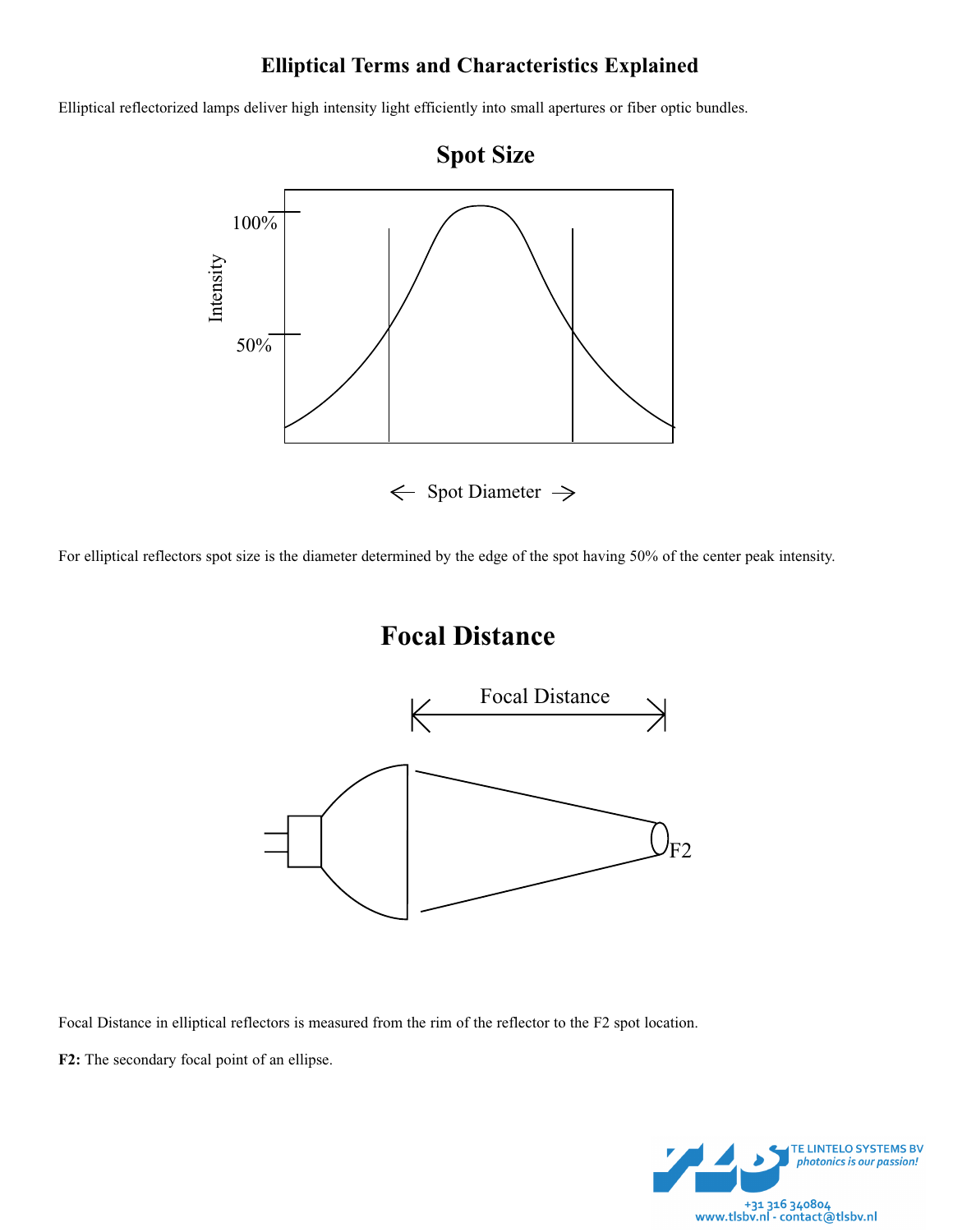# Elliptical Terms and Characteristics Explained

Elliptical reflectorized lamps deliver high intensity light efficiently into small apertures or fiber optic bundles.

## Spot Size

For elliptical reflectors spot size is the diameter determined by the edge of the spot having 50% of the center peak intensity.

## Focal Distance

Focal Distance in elliptical reflectors is measured from the rim of the reflector to the F2 spot location.

**F2:** The secondary focal point of an ellipse.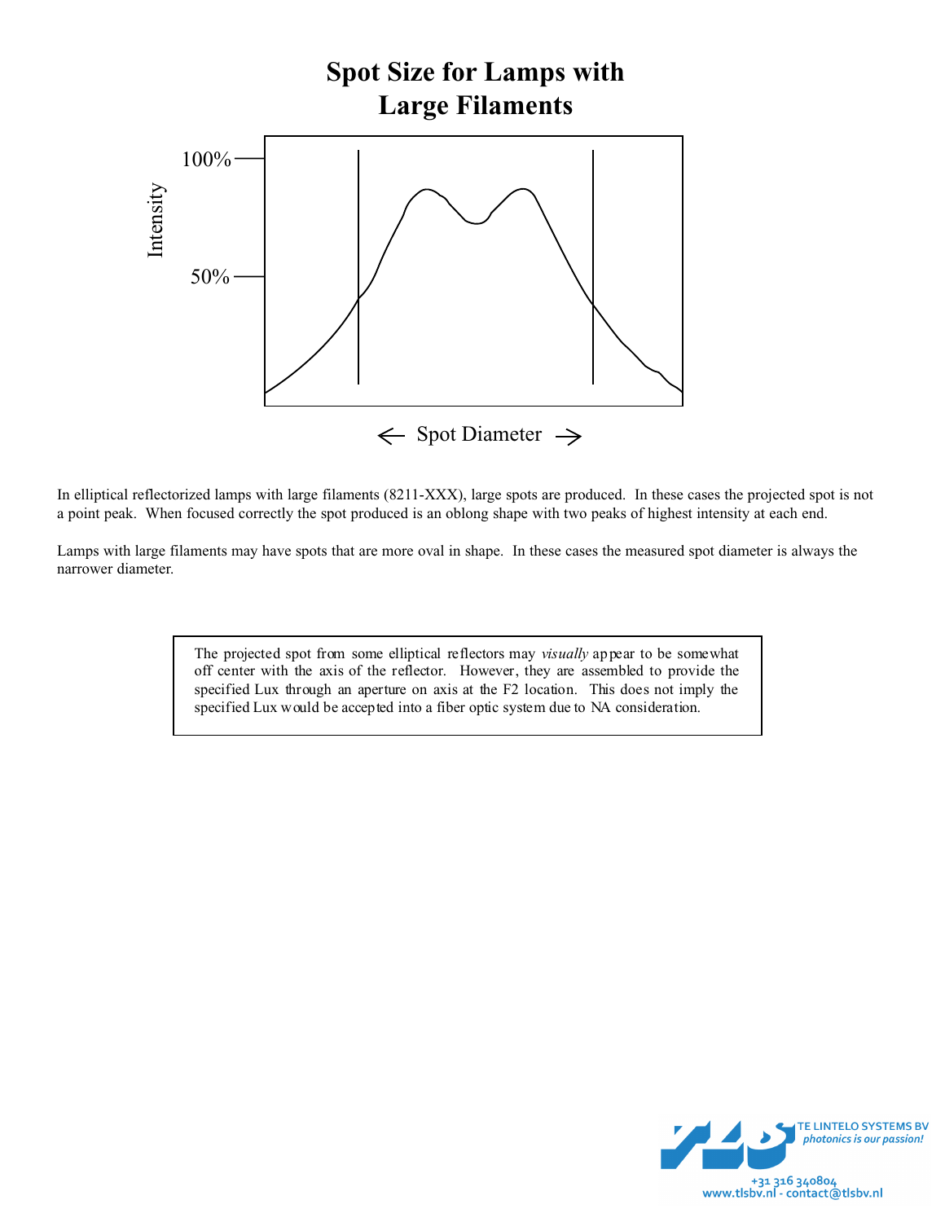# Spot Size for Lamps with Large Filaments

In elliptical reflectorized lamps with large filaments (8211-XXX), large spots are produced. In these cases the projected spot is not a point peak. When focused correctly the spot produced is an oblong shape with two peaks of highest intensity at each end.

Lamps with large filaments may have spots that are more oval in shape. In these cases the measured spot diameter is always the narrower diameter.

> The projected spot from some elliptical reflectors may *visually* appear to be somewhat off center with the axis of the reflector. However, they are assembled to provide the specified Lux through an aperture on axis at the F2 location. This does not imply the specified Lux would be accepted into a fiber optic system due to NA consideration.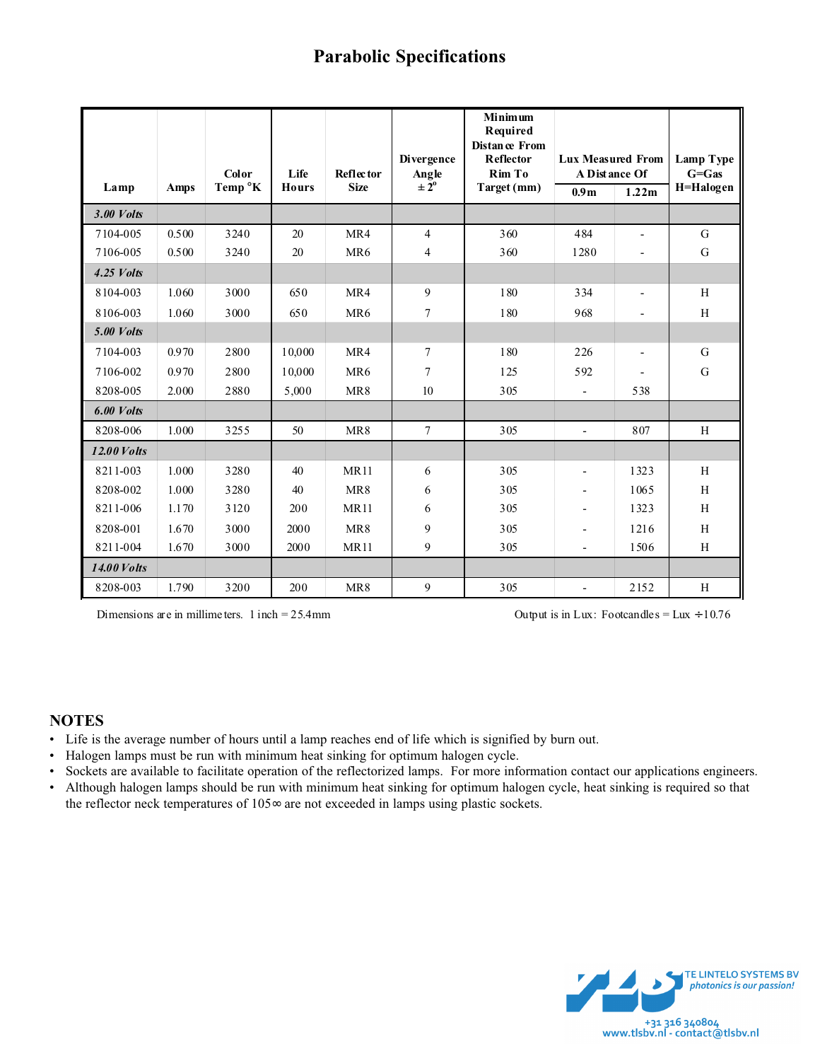# Parabolic Specifications

| Lamp | Amps | Color Temp °K | Life Hours | Reflector Size | Divergence Angle ± 2° | Minimum Required Distance From Reflector Rim To Target (mm) | Lux Measured From A Distance Of | | Lamp Type G=Gas H=Halogen |
|---|---|---|---|---|---|---|---|---|---|
| | | | | | | | 0.9m | 1.22m | |
| ***3.00 Volts*** | | | | | | | | | |
| 7104-005 | 0.500 | 3240 | 20 | MR4 | 4 | 360 | 484 | - | G |
| 7106-005 | 0.500 | 3240 | 20 | MR6 | 4 | 360 | 1280 | - | G |
| ***4.25 Volts*** | | | | | | | | | |
| 8104-003 | 1.060 | 3000 | 650 | MR4 | 9 | 180 | 334 | - | H |
| 8106-003 | 1.060 | 3000 | 650 | MR6 | 7 | 180 | 968 | - | H |
| ***5.00 Volts*** | | | | | | | | | |
| 7104-003 | 0.970 | 2800 | 10,000 | MR4 | 7 | 180 | 226 | - | G |
| 7106-002 | 0.970 | 2800 | 10,000 | MR6 | 7 | 125 | 592 | - | G |
| 8208-005 | 2.000 | 2880 | 5,000 | MR8 | 10 | 305 | - | 538 | |
| ***6.00 Volts*** | | | | | | | | | |
| 8208-006 | 1.000 | 3255 | 50 | MR8 | 7 | 305 | - | 807 | H |
| ***12.00 Volts*** | | | | | | | | | |
| 8211-003 | 1.000 | 3280 | 40 | MR11 | 6 | 305 | - | 1323 | H |
| 8208-002 | 1.000 | 3280 | 40 | MR8 | 6 | 305 | - | 1065 | H |
| 8211-006 | 1.170 | 3120 | 200 | MR11 | 6 | 305 | - | 1323 | H |
| 8208-001 | 1.670 | 3000 | 2000 | MR8 | 9 | 305 | - | 1216 | H |
| 8211-004 | 1.670 | 3000 | 2000 | MR11 | 9 | 305 | - | 1506 | H |
| ***14.00 Volts*** | | | | | | | | | |
| 8208-003 | 1.790 | 3200 | 200 | MR8 | 9 | 305 | - | 2152 | H |

Dimensions are in millimeters. 1 inch = 25.4mm

Output is in Lux: Footcandles = Lux ÷10.76

## NOTES

- Life is the average number of hours until a lamp reaches end of life which is signified by burn out.
- Halogen lamps must be run with minimum heat sinking for optimum halogen cycle.
- Sockets are available to facilitate operation of the reflectorized lamps. For more information contact our applications engineers.
- Although halogen lamps should be run with minimum heat sinking for optimum halogen cycle, heat sinking is required so that the reflector neck temperatures of 105∞ are not exceeded in lamps using plastic sockets.

TE LINTELO SYSTEMS BV
photonics is our passion!
+31 316 340804
www.tlsbv.nl - contact@tlsbv.nl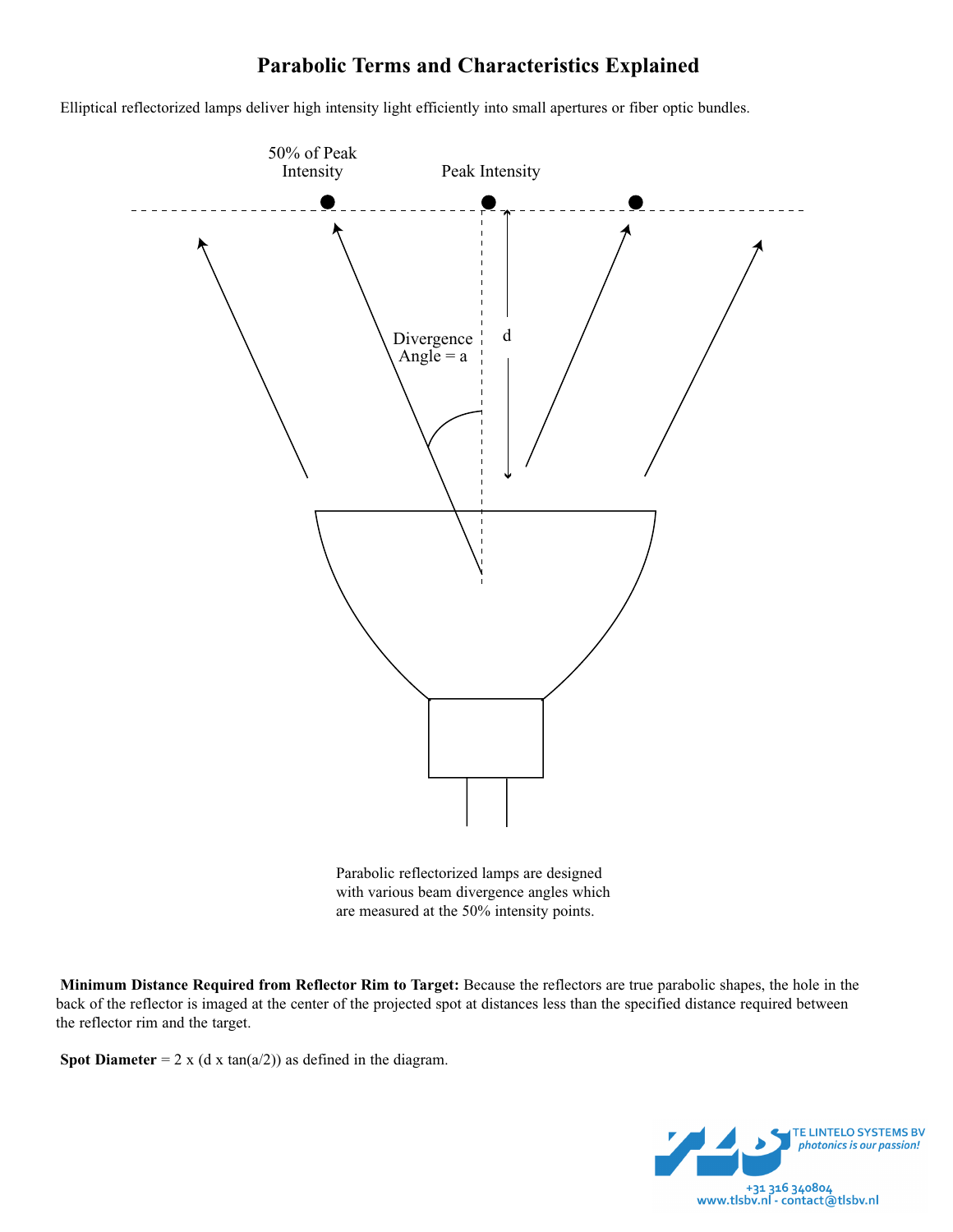# Parabolic Terms and Characteristics Explained

Elliptical reflectorized lamps deliver high intensity light efficiently into small apertures or fiber optic bundles.

50% of Peak Intensity

Peak Intensity

Divergence Angle = a

d

Parabolic reflectorized lamps are designed with various beam divergence angles which are measured at the 50% intensity points.

**Minimum Distance Required from Reflector Rim to Target:** Because the reflectors are true parabolic shapes, the hole in the back of the reflector is imaged at the center of the projected spot at distances less than the specified distance required between the reflector rim and the target.

**Spot Diameter** = 2 x (d x tan(a/2)) as defined in the diagram.

TE LINTELO SYSTEMS BV
*photonics is our passion!*
+31 316 340804
www.tlsbv.nl - contact@tlsbv.nl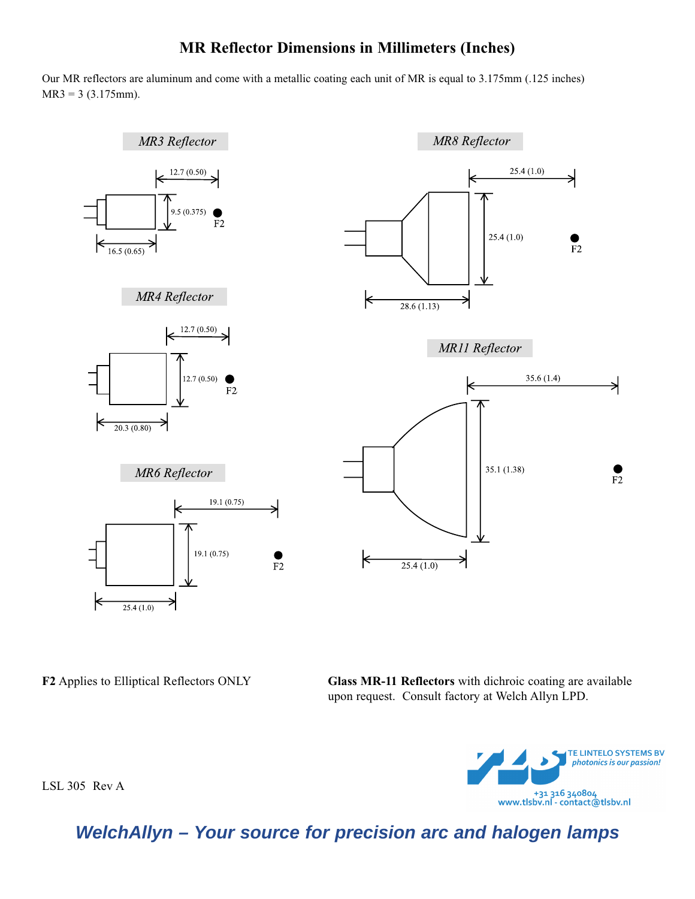# MR Reflector Dimensions in Millimeters (Inches)

Our MR reflectors are aluminum and come with a metallic coating each unit of MR is equal to 3.175mm (.125 inches) MR3 = 3 (3.175mm).

*MR3 Reflector*

12.7 (0.50)

9.5 (0.375)

F2

16.5 (0.65)

*MR4 Reflector*

12.7 (0.50)

12.7 (0.50)

F2

20.3 (0.80)

*MR6 Reflector*

19.1 (0.75)

19.1 (0.75)

F2

25.4 (1.0)

*MR8 Reflector*

25.4 (1.0)

25.4 (1.0)

F2

28.6 (1.13)

*MR11 Reflector*

35.6 (1.4)

35.1 (1.38)

F2

25.4 (1.0)

**F2** Applies to Elliptical Reflectors ONLY

**Glass MR-11 Reflectors** with dichroic coating are available upon request. Consult factory at Welch Allyn LPD.

LSL 305 Rev A

TE LINTELO SYSTEMS BV
*photonics is our passion!*
+31 316 340804
www.tlsbv.nl - contact@tlsbv.nl

***WelchAllyn – Your source for precision arc and halogen lamps***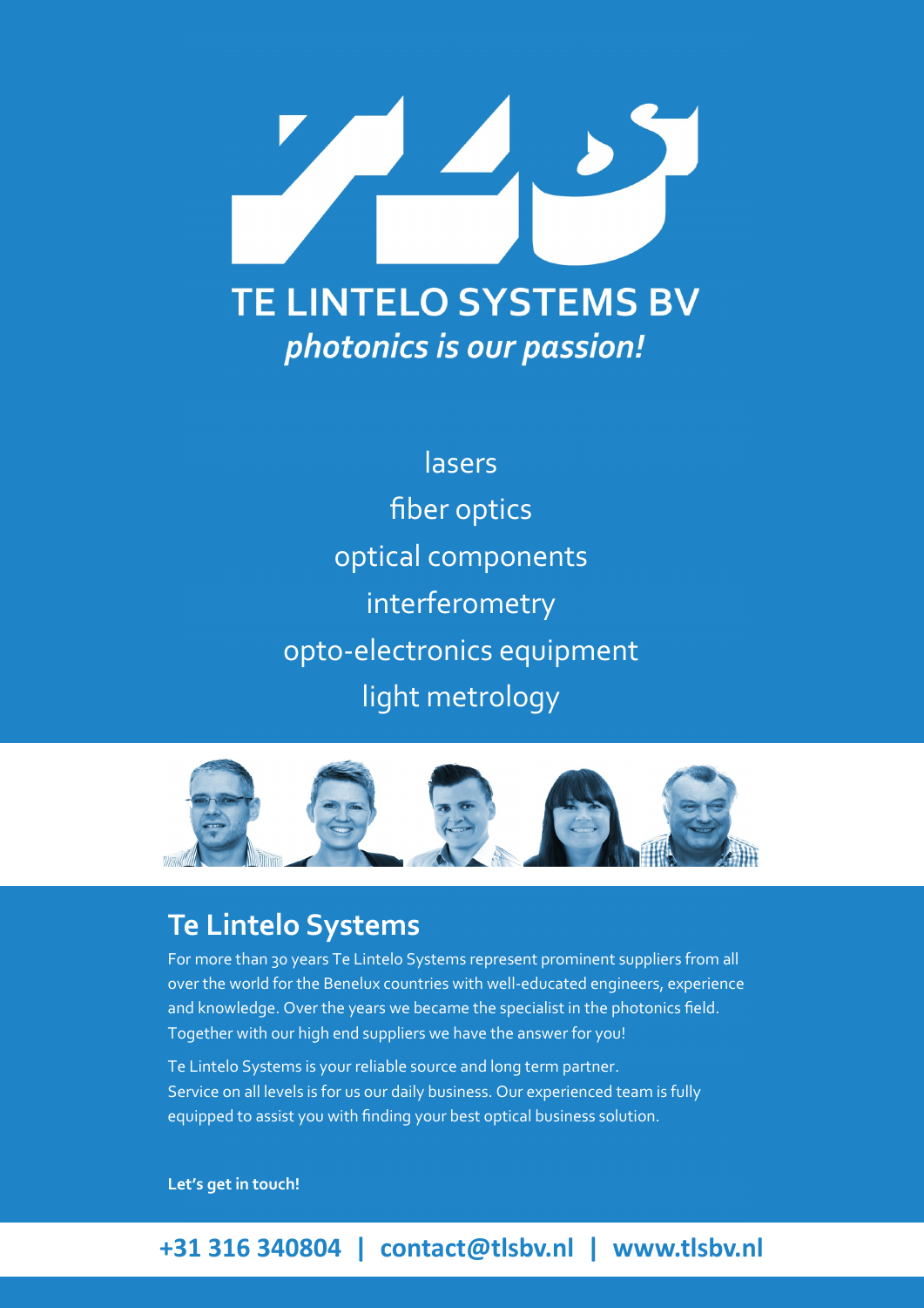# TE LINTELO SYSTEMS BV

*photonics is our passion!*

lasers
fiber optics
optical components
interferometry
opto-electronics equipment
light metrology

## Te Lintelo Systems

For more than 30 years Te Lintelo Systems represent prominent suppliers from all over the world for the Benelux countries with well-educated engineers, experience and knowledge. Over the years we became the specialist in the photonics field. Together with our high end suppliers we have the answer for you!

Te Lintelo Systems is your reliable source and long term partner.
Service on all levels is for us our daily business. Our experienced team is fully equipped to assist you with finding your best optical business solution.

**Let's get in touch!**

**+31 316 340804 | contact@tlsbv.nl | www.tlsbv.nl**